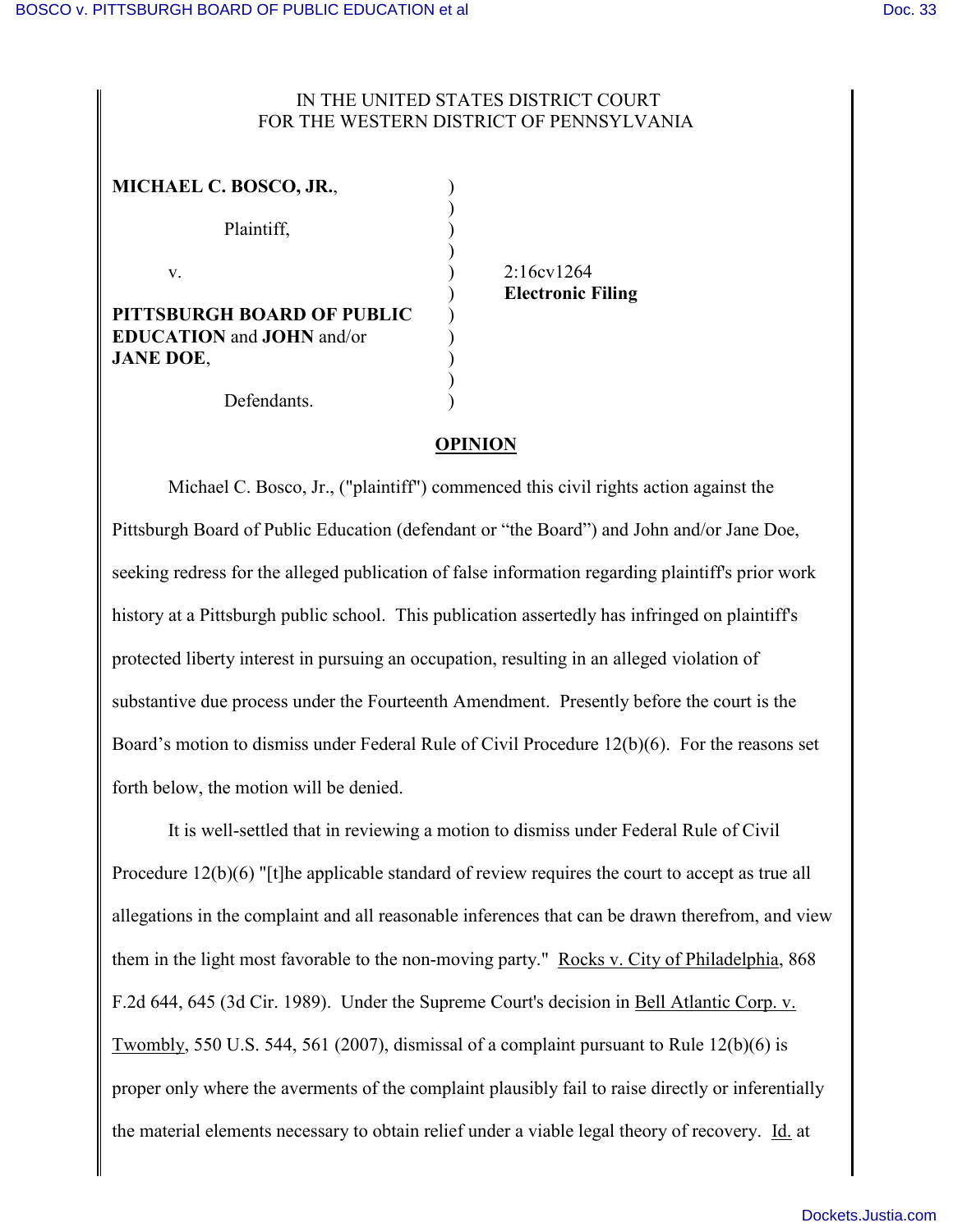IN THE UNITED STATES DISTRICT COURT
FOR THE WESTERN DISTRICT OF PENNSYLVANIA

**MICHAEL C. BOSCO, JR.**,

Plaintiff,

v.

**PITTSBURGH BOARD OF PUBLIC EDUCATION** and **JOHN** and/or **JANE DOE**,

Defendants.

2:16cv1264
**Electronic Filing**

## OPINION

Michael C. Bosco, Jr., ("plaintiff") commenced this civil rights action against the Pittsburgh Board of Public Education (defendant or "the Board") and John and/or Jane Doe, seeking redress for the alleged publication of false information regarding plaintiff's prior work history at a Pittsburgh public school. This publication assertedly has infringed on plaintiff's protected liberty interest in pursuing an occupation, resulting in an alleged violation of substantive due process under the Fourteenth Amendment. Presently before the court is the Board's motion to dismiss under Federal Rule of Civil Procedure 12(b)(6). For the reasons set forth below, the motion will be denied.

It is well-settled that in reviewing a motion to dismiss under Federal Rule of Civil Procedure 12(b)(6) "[t]he applicable standard of review requires the court to accept as true all allegations in the complaint and all reasonable inferences that can be drawn therefrom, and view them in the light most favorable to the non-moving party." Rocks v. City of Philadelphia, 868 F.2d 644, 645 (3d Cir. 1989). Under the Supreme Court's decision in Bell Atlantic Corp. v. Twombly, 550 U.S. 544, 561 (2007), dismissal of a complaint pursuant to Rule 12(b)(6) is proper only where the averments of the complaint plausibly fail to raise directly or inferentially the material elements necessary to obtain relief under a viable legal theory of recovery. Id. at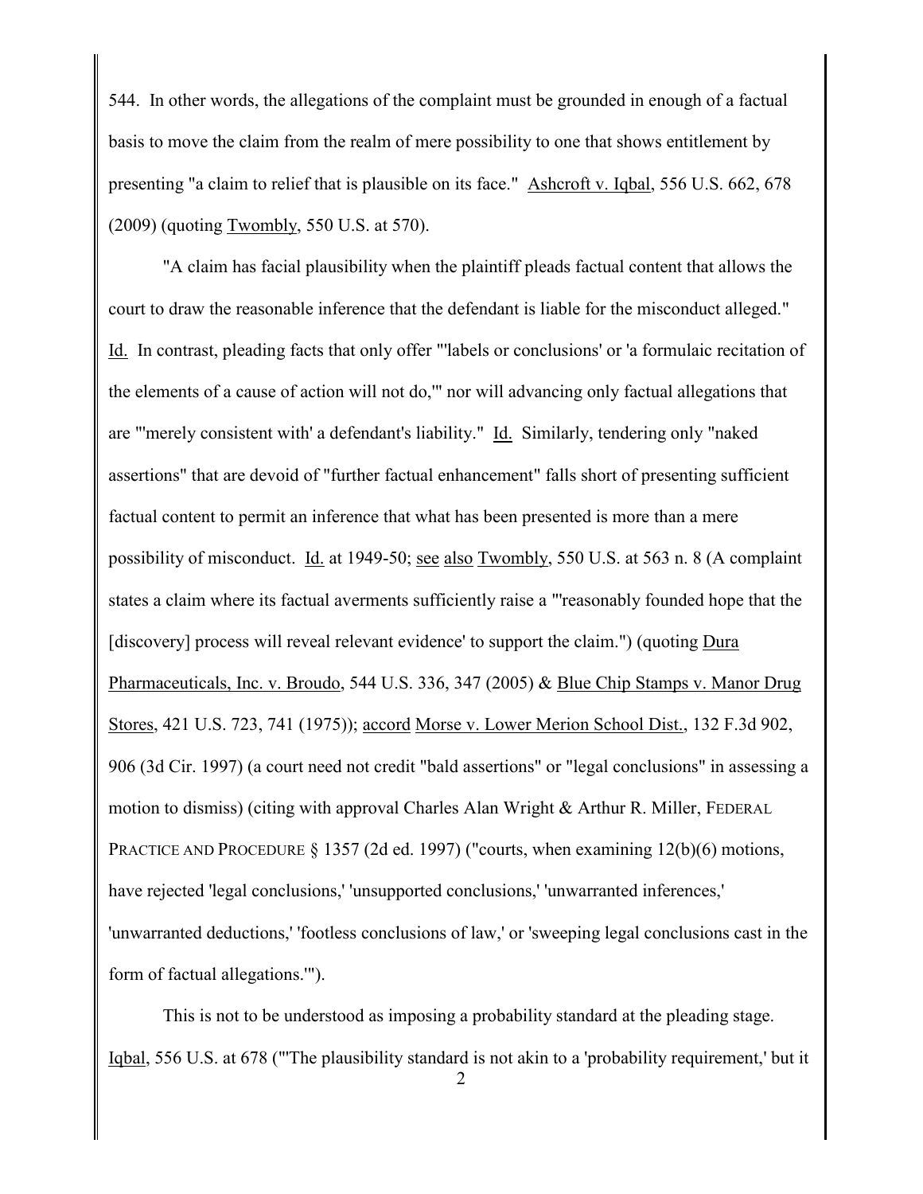544. In other words, the allegations of the complaint must be grounded in enough of a factual basis to move the claim from the realm of mere possibility to one that shows entitlement by presenting "a claim to relief that is plausible on its face." Ashcroft v. Iqbal, 556 U.S. 662, 678 (2009) (quoting Twombly, 550 U.S. at 570).

"A claim has facial plausibility when the plaintiff pleads factual content that allows the court to draw the reasonable inference that the defendant is liable for the misconduct alleged." Id. In contrast, pleading facts that only offer "'labels or conclusions' or 'a formulaic recitation of the elements of a cause of action will not do,'" nor will advancing only factual allegations that are "'merely consistent with' a defendant's liability." Id. Similarly, tendering only "naked assertions" that are devoid of "further factual enhancement" falls short of presenting sufficient factual content to permit an inference that what has been presented is more than a mere possibility of misconduct. Id. at 1949-50; see also Twombly, 550 U.S. at 563 n. 8 (A complaint states a claim where its factual averments sufficiently raise a "'reasonably founded hope that the [discovery] process will reveal relevant evidence' to support the claim.") (quoting Dura Pharmaceuticals, Inc. v. Broudo, 544 U.S. 336, 347 (2005) & Blue Chip Stamps v. Manor Drug Stores, 421 U.S. 723, 741 (1975)); accord Morse v. Lower Merion School Dist., 132 F.3d 902, 906 (3d Cir. 1997) (a court need not credit "bald assertions" or "legal conclusions" in assessing a motion to dismiss) (citing with approval Charles Alan Wright & Arthur R. Miller, FEDERAL PRACTICE AND PROCEDURE § 1357 (2d ed. 1997) ("courts, when examining 12(b)(6) motions, have rejected 'legal conclusions,' 'unsupported conclusions,' 'unwarranted inferences,' 'unwarranted deductions,' 'footless conclusions of law,' or 'sweeping legal conclusions cast in the form of factual allegations.'").

This is not to be understood as imposing a probability standard at the pleading stage. Iqbal, 556 U.S. at 678 ("'The plausibility standard is not akin to a 'probability requirement,' but it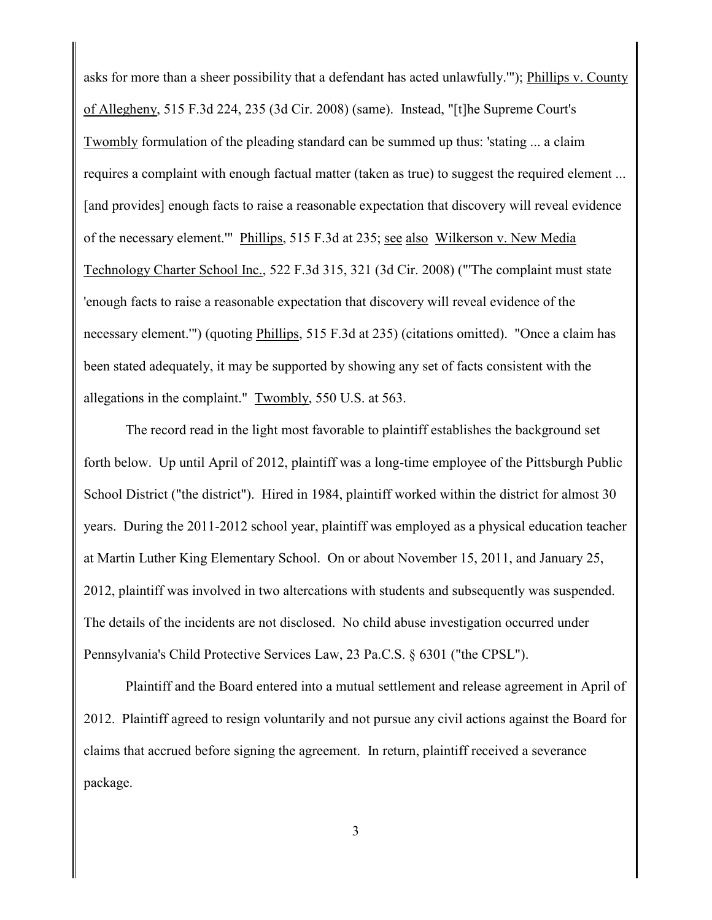asks for more than a sheer possibility that a defendant has acted unlawfully.'"); Phillips v. County of Allegheny, 515 F.3d 224, 235 (3d Cir. 2008) (same). Instead, "[t]he Supreme Court's Twombly formulation of the pleading standard can be summed up thus: 'stating ... a claim requires a complaint with enough factual matter (taken as true) to suggest the required element ... [and provides] enough facts to raise a reasonable expectation that discovery will reveal evidence of the necessary element.'" Phillips, 515 F.3d at 235; see also Wilkerson v. New Media Technology Charter School Inc., 522 F.3d 315, 321 (3d Cir. 2008) ("'The complaint must state 'enough facts to raise a reasonable expectation that discovery will reveal evidence of the necessary element.'") (quoting Phillips, 515 F.3d at 235) (citations omitted). "Once a claim has been stated adequately, it may be supported by showing any set of facts consistent with the allegations in the complaint." Twombly, 550 U.S. at 563.

The record read in the light most favorable to plaintiff establishes the background set forth below. Up until April of 2012, plaintiff was a long-time employee of the Pittsburgh Public School District ("the district"). Hired in 1984, plaintiff worked within the district for almost 30 years. During the 2011-2012 school year, plaintiff was employed as a physical education teacher at Martin Luther King Elementary School. On or about November 15, 2011, and January 25, 2012, plaintiff was involved in two altercations with students and subsequently was suspended. The details of the incidents are not disclosed. No child abuse investigation occurred under Pennsylvania's Child Protective Services Law, 23 Pa.C.S. § 6301 ("the CPSL").

Plaintiff and the Board entered into a mutual settlement and release agreement in April of 2012. Plaintiff agreed to resign voluntarily and not pursue any civil actions against the Board for claims that accrued before signing the agreement. In return, plaintiff received a severance package.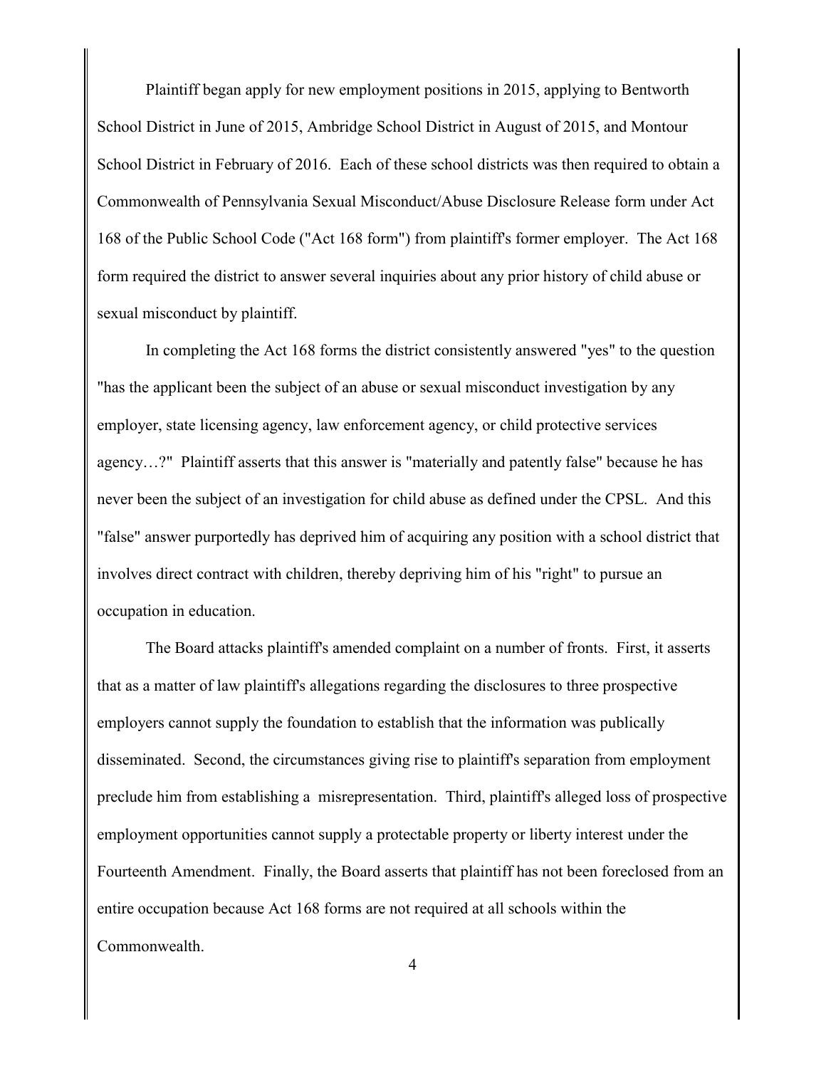Plaintiff began apply for new employment positions in 2015, applying to Bentworth School District in June of 2015, Ambridge School District in August of 2015, and Montour School District in February of 2016. Each of these school districts was then required to obtain a Commonwealth of Pennsylvania Sexual Misconduct/Abuse Disclosure Release form under Act 168 of the Public School Code ("Act 168 form") from plaintiff's former employer. The Act 168 form required the district to answer several inquiries about any prior history of child abuse or sexual misconduct by plaintiff.

In completing the Act 168 forms the district consistently answered "yes" to the question "has the applicant been the subject of an abuse or sexual misconduct investigation by any employer, state licensing agency, law enforcement agency, or child protective services agency…?" Plaintiff asserts that this answer is "materially and patently false" because he has never been the subject of an investigation for child abuse as defined under the CPSL. And this "false" answer purportedly has deprived him of acquiring any position with a school district that involves direct contract with children, thereby depriving him of his "right" to pursue an occupation in education.

The Board attacks plaintiff's amended complaint on a number of fronts. First, it asserts that as a matter of law plaintiff's allegations regarding the disclosures to three prospective employers cannot supply the foundation to establish that the information was publically disseminated. Second, the circumstances giving rise to plaintiff's separation from employment preclude him from establishing a misrepresentation. Third, plaintiff's alleged loss of prospective employment opportunities cannot supply a protectable property or liberty interest under the Fourteenth Amendment. Finally, the Board asserts that plaintiff has not been foreclosed from an entire occupation because Act 168 forms are not required at all schools within the Commonwealth.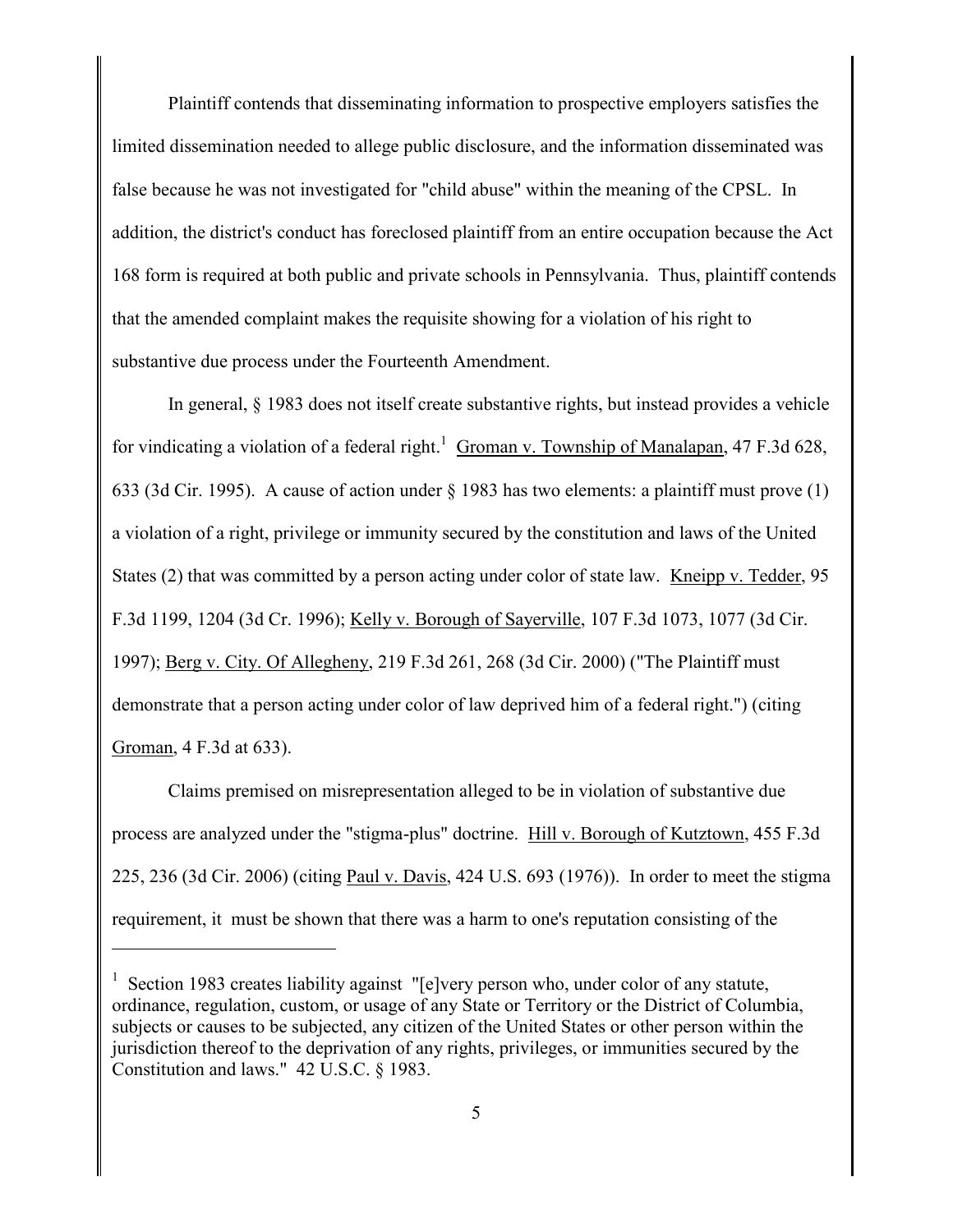Plaintiff contends that disseminating information to prospective employers satisfies the limited dissemination needed to allege public disclosure, and the information disseminated was false because he was not investigated for "child abuse" within the meaning of the CPSL. In addition, the district's conduct has foreclosed plaintiff from an entire occupation because the Act 168 form is required at both public and private schools in Pennsylvania. Thus, plaintiff contends that the amended complaint makes the requisite showing for a violation of his right to substantive due process under the Fourteenth Amendment.

In general, § 1983 does not itself create substantive rights, but instead provides a vehicle for vindicating a violation of a federal right.[1] Groman v. Township of Manalapan, 47 F.3d 628, 633 (3d Cir. 1995). A cause of action under § 1983 has two elements: a plaintiff must prove (1) a violation of a right, privilege or immunity secured by the constitution and laws of the United States (2) that was committed by a person acting under color of state law. Kneipp v. Tedder, 95 F.3d 1199, 1204 (3d Cr. 1996); Kelly v. Borough of Sayerville, 107 F.3d 1073, 1077 (3d Cir. 1997); Berg v. City. Of Allegheny, 219 F.3d 261, 268 (3d Cir. 2000) ("The Plaintiff must demonstrate that a person acting under color of law deprived him of a federal right.") (citing Groman, 4 F.3d at 633).

Claims premised on misrepresentation alleged to be in violation of substantive due process are analyzed under the "stigma-plus" doctrine. Hill v. Borough of Kutztown, 455 F.3d 225, 236 (3d Cir. 2006) (citing Paul v. Davis, 424 U.S. 693 (1976)). In order to meet the stigma requirement, it must be shown that there was a harm to one's reputation consisting of the

---

[1] Section 1983 creates liability against "[e]very person who, under color of any statute, ordinance, regulation, custom, or usage of any State or Territory or the District of Columbia, subjects or causes to be subjected, any citizen of the United States or other person within the jurisdiction thereof to the deprivation of any rights, privileges, or immunities secured by the Constitution and laws." 42 U.S.C. § 1983.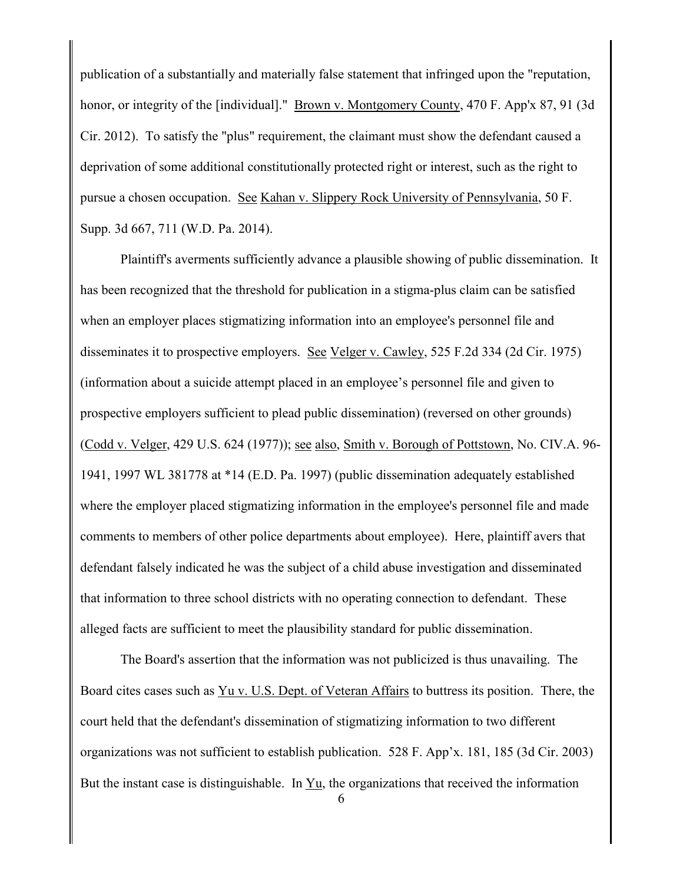publication of a substantially and materially false statement that infringed upon the "reputation, honor, or integrity of the [individual]." Brown v. Montgomery County, 470 F. App'x 87, 91 (3d Cir. 2012). To satisfy the "plus" requirement, the claimant must show the defendant caused a deprivation of some additional constitutionally protected right or interest, such as the right to pursue a chosen occupation. See Kahan v. Slippery Rock University of Pennsylvania, 50 F. Supp. 3d 667, 711 (W.D. Pa. 2014).

Plaintiff's averments sufficiently advance a plausible showing of public dissemination. It has been recognized that the threshold for publication in a stigma-plus claim can be satisfied when an employer places stigmatizing information into an employee's personnel file and disseminates it to prospective employers. See Velger v. Cawley, 525 F.2d 334 (2d Cir. 1975) (information about a suicide attempt placed in an employee's personnel file and given to prospective employers sufficient to plead public dissemination) (reversed on other grounds) (Codd v. Velger, 429 U.S. 624 (1977)); see also, Smith v. Borough of Pottstown, No. CIV.A. 96-1941, 1997 WL 381778 at *14 (E.D. Pa. 1997) (public dissemination adequately established where the employer placed stigmatizing information in the employee's personnel file and made comments to members of other police departments about employee). Here, plaintiff avers that defendant falsely indicated he was the subject of a child abuse investigation and disseminated that information to three school districts with no operating connection to defendant. These alleged facts are sufficient to meet the plausibility standard for public dissemination.

The Board's assertion that the information was not publicized is thus unavailing. The Board cites cases such as Yu v. U.S. Dept. of Veteran Affairs to buttress its position. There, the court held that the defendant's dissemination of stigmatizing information to two different organizations was not sufficient to establish publication. 528 F. App'x. 181, 185 (3d Cir. 2003) But the instant case is distinguishable. In Yu, the organizations that received the information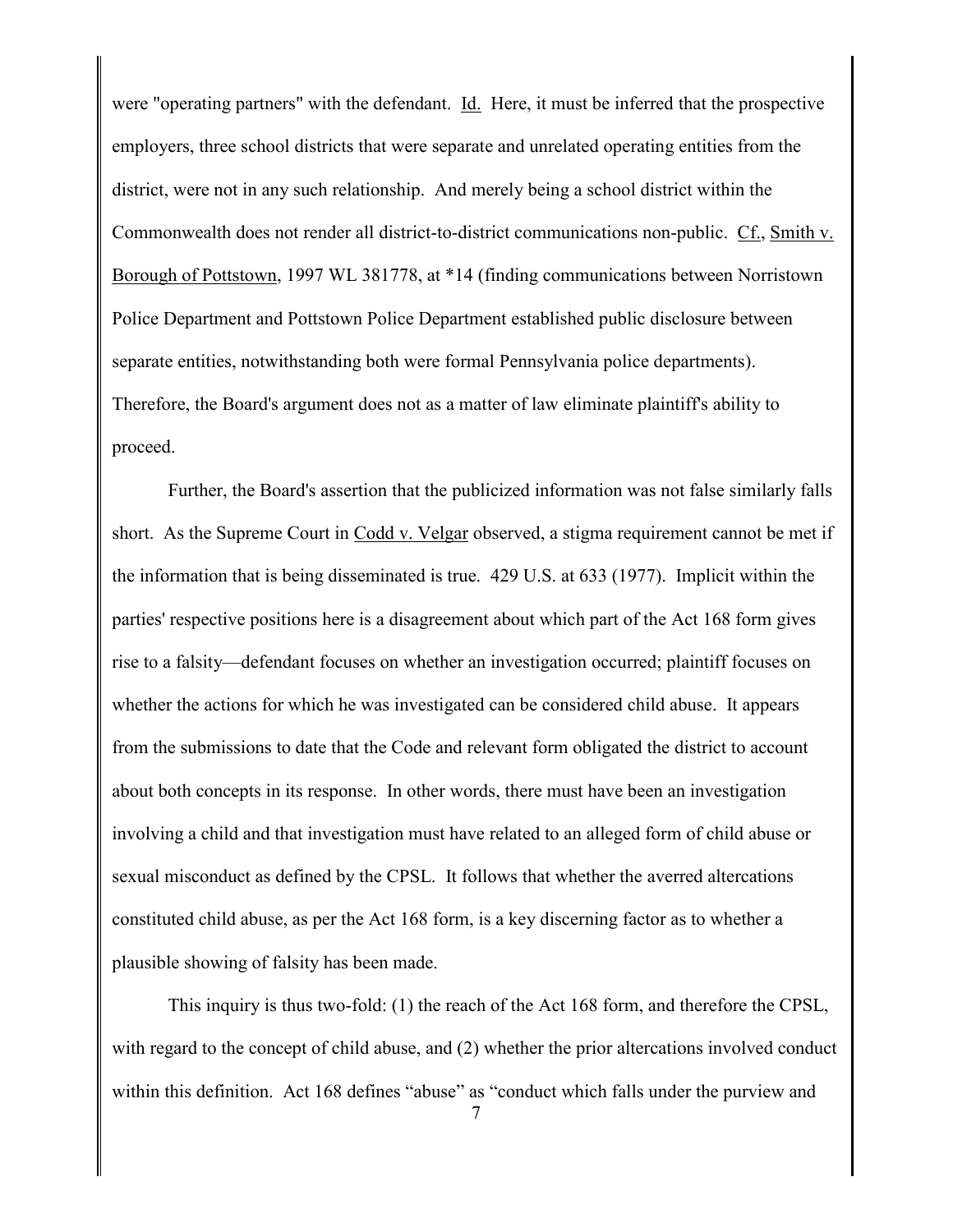were "operating partners" with the defendant. Id. Here, it must be inferred that the prospective employers, three school districts that were separate and unrelated operating entities from the district, were not in any such relationship. And merely being a school district within the Commonwealth does not render all district-to-district communications non-public. Cf., Smith v. Borough of Pottstown, 1997 WL 381778, at *14 (finding communications between Norristown Police Department and Pottstown Police Department established public disclosure between separate entities, notwithstanding both were formal Pennsylvania police departments). Therefore, the Board's argument does not as a matter of law eliminate plaintiff's ability to proceed.

Further, the Board's assertion that the publicized information was not false similarly falls short. As the Supreme Court in Codd v. Velgar observed, a stigma requirement cannot be met if the information that is being disseminated is true. 429 U.S. at 633 (1977). Implicit within the parties' respective positions here is a disagreement about which part of the Act 168 form gives rise to a falsity—defendant focuses on whether an investigation occurred; plaintiff focuses on whether the actions for which he was investigated can be considered child abuse. It appears from the submissions to date that the Code and relevant form obligated the district to account about both concepts in its response. In other words, there must have been an investigation involving a child and that investigation must have related to an alleged form of child abuse or sexual misconduct as defined by the CPSL. It follows that whether the averred altercations constituted child abuse, as per the Act 168 form, is a key discerning factor as to whether a plausible showing of falsity has been made.

This inquiry is thus two-fold: (1) the reach of the Act 168 form, and therefore the CPSL, with regard to the concept of child abuse, and (2) whether the prior altercations involved conduct within this definition. Act 168 defines "abuse" as "conduct which falls under the purview and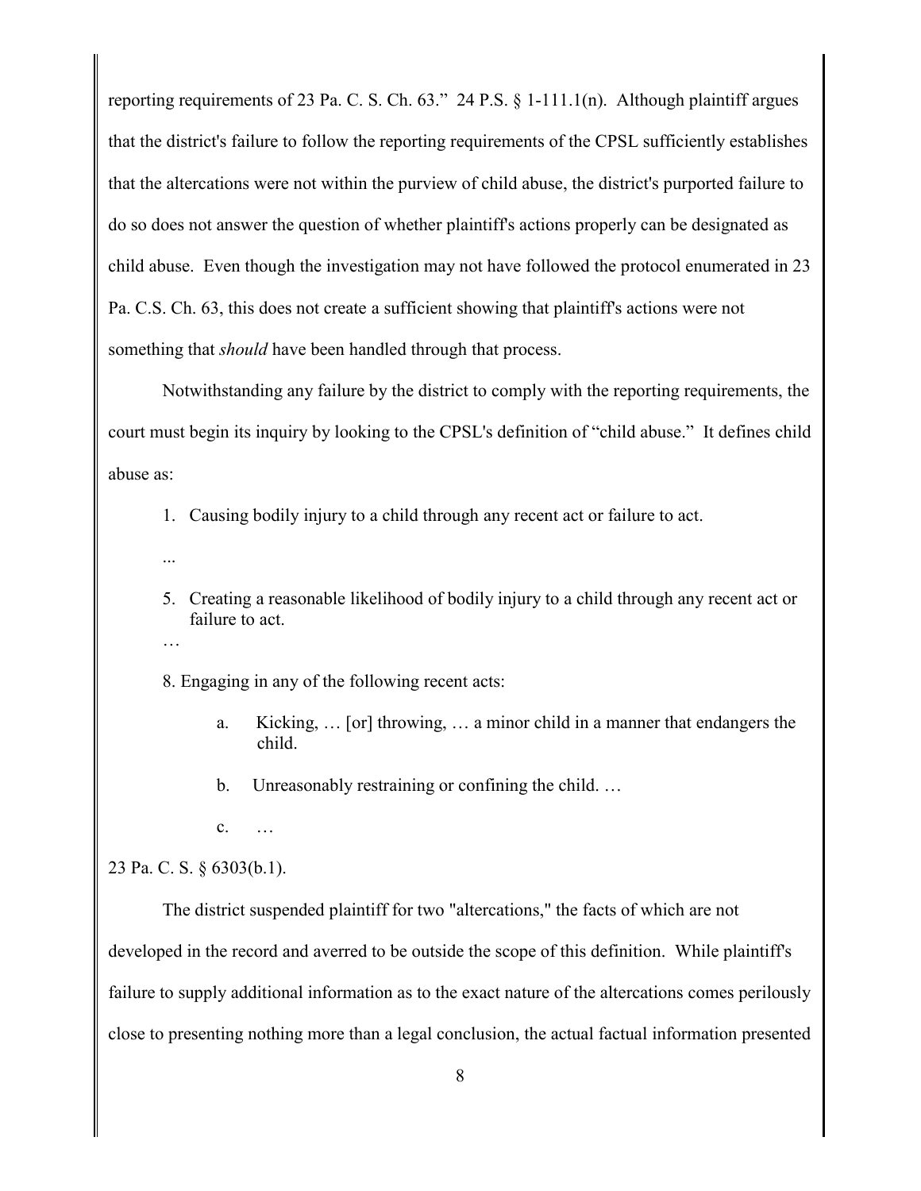reporting requirements of 23 Pa. C. S. Ch. 63." 24 P.S. § 1-111.1(n). Although plaintiff argues that the district's failure to follow the reporting requirements of the CPSL sufficiently establishes that the altercations were not within the purview of child abuse, the district's purported failure to do so does not answer the question of whether plaintiff's actions properly can be designated as child abuse. Even though the investigation may not have followed the protocol enumerated in 23 Pa. C.S. Ch. 63, this does not create a sufficient showing that plaintiff's actions were not something that *should* have been handled through that process.

Notwithstanding any failure by the district to comply with the reporting requirements, the court must begin its inquiry by looking to the CPSL's definition of "child abuse." It defines child abuse as:

> 1. Causing bodily injury to a child through any recent act or failure to act.
>
> ...
>
> 5. Creating a reasonable likelihood of bodily injury to a child through any recent act or failure to act.
>
> …
>
> 8. Engaging in any of the following recent acts:
>
>     a. Kicking, … [or] throwing, … a minor child in a manner that endangers the child.
>
>     b. Unreasonably restraining or confining the child. …
>
>     c. …

23 Pa. C. S. § 6303(b.1).

The district suspended plaintiff for two "altercations," the facts of which are not developed in the record and averred to be outside the scope of this definition. While plaintiff's failure to supply additional information as to the exact nature of the altercations comes perilously close to presenting nothing more than a legal conclusion, the actual factual information presented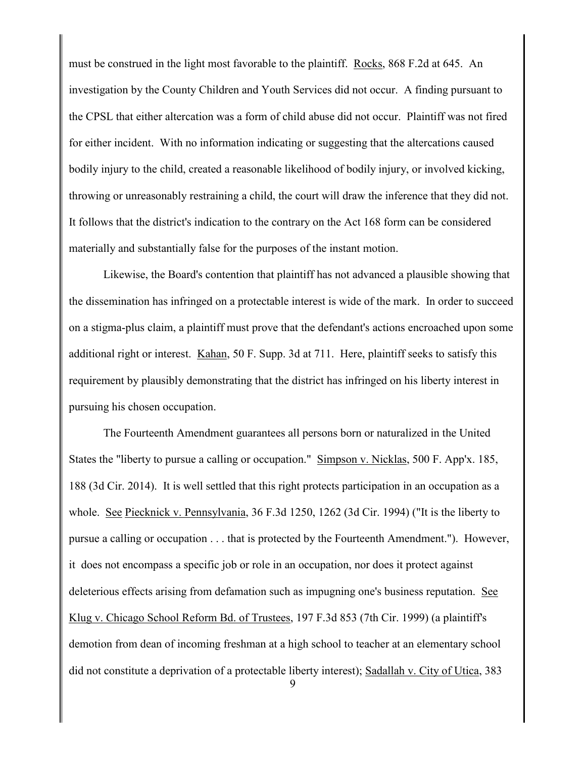must be construed in the light most favorable to the plaintiff. Rocks, 868 F.2d at 645. An investigation by the County Children and Youth Services did not occur. A finding pursuant to the CPSL that either altercation was a form of child abuse did not occur. Plaintiff was not fired for either incident. With no information indicating or suggesting that the altercations caused bodily injury to the child, created a reasonable likelihood of bodily injury, or involved kicking, throwing or unreasonably restraining a child, the court will draw the inference that they did not. It follows that the district's indication to the contrary on the Act 168 form can be considered materially and substantially false for the purposes of the instant motion.

Likewise, the Board's contention that plaintiff has not advanced a plausible showing that the dissemination has infringed on a protectable interest is wide of the mark. In order to succeed on a stigma-plus claim, a plaintiff must prove that the defendant's actions encroached upon some additional right or interest. Kahan, 50 F. Supp. 3d at 711. Here, plaintiff seeks to satisfy this requirement by plausibly demonstrating that the district has infringed on his liberty interest in pursuing his chosen occupation.

The Fourteenth Amendment guarantees all persons born or naturalized in the United States the "liberty to pursue a calling or occupation." Simpson v. Nicklas, 500 F. App'x. 185, 188 (3d Cir. 2014). It is well settled that this right protects participation in an occupation as a whole. See Piecknick v. Pennsylvania, 36 F.3d 1250, 1262 (3d Cir. 1994) ("It is the liberty to pursue a calling or occupation . . . that is protected by the Fourteenth Amendment."). However, it does not encompass a specific job or role in an occupation, nor does it protect against deleterious effects arising from defamation such as impugning one's business reputation. See Klug v. Chicago School Reform Bd. of Trustees, 197 F.3d 853 (7th Cir. 1999) (a plaintiff's demotion from dean of incoming freshman at a high school to teacher at an elementary school did not constitute a deprivation of a protectable liberty interest); Sadallah v. City of Utica, 383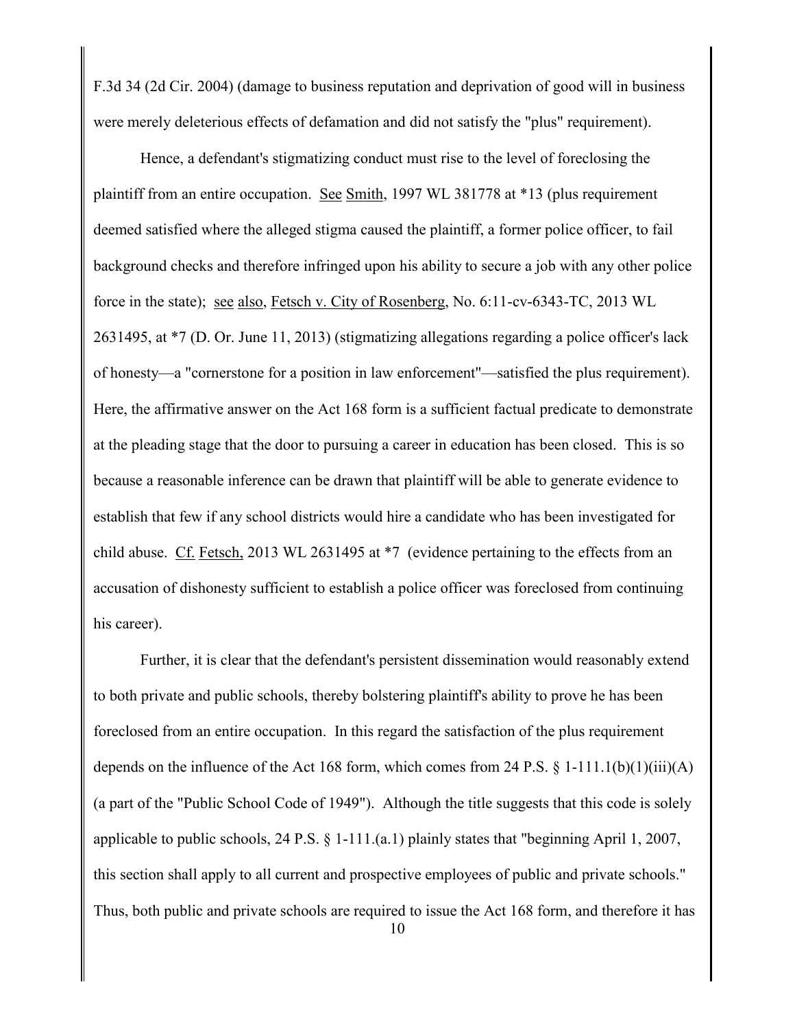F.3d 34 (2d Cir. 2004) (damage to business reputation and deprivation of good will in business were merely deleterious effects of defamation and did not satisfy the "plus" requirement).

Hence, a defendant's stigmatizing conduct must rise to the level of foreclosing the plaintiff from an entire occupation. See Smith, 1997 WL 381778 at *13 (plus requirement deemed satisfied where the alleged stigma caused the plaintiff, a former police officer, to fail background checks and therefore infringed upon his ability to secure a job with any other police force in the state); see also, Fetsch v. City of Rosenberg, No. 6:11-cv-6343-TC, 2013 WL 2631495, at *7 (D. Or. June 11, 2013) (stigmatizing allegations regarding a police officer's lack of honesty—a "cornerstone for a position in law enforcement"—satisfied the plus requirement). Here, the affirmative answer on the Act 168 form is a sufficient factual predicate to demonstrate at the pleading stage that the door to pursuing a career in education has been closed. This is so because a reasonable inference can be drawn that plaintiff will be able to generate evidence to establish that few if any school districts would hire a candidate who has been investigated for child abuse. Cf. Fetsch, 2013 WL 2631495 at *7 (evidence pertaining to the effects from an accusation of dishonesty sufficient to establish a police officer was foreclosed from continuing his career).

Further, it is clear that the defendant's persistent dissemination would reasonably extend to both private and public schools, thereby bolstering plaintiff's ability to prove he has been foreclosed from an entire occupation. In this regard the satisfaction of the plus requirement depends on the influence of the Act 168 form, which comes from 24 P.S. § 1-111.1(b)(1)(iii)(A) (a part of the "Public School Code of 1949"). Although the title suggests that this code is solely applicable to public schools, 24 P.S. § 1-111.(a.1) plainly states that "beginning April 1, 2007, this section shall apply to all current and prospective employees of public and private schools." Thus, both public and private schools are required to issue the Act 168 form, and therefore it has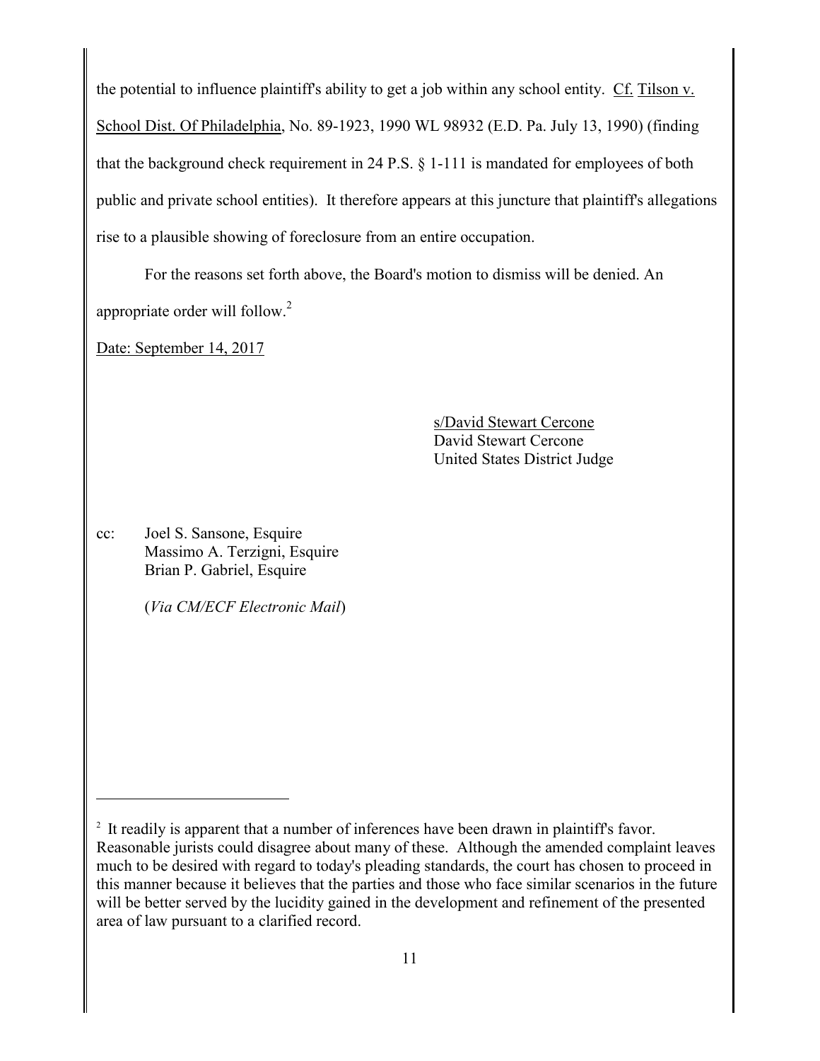the potential to influence plaintiff's ability to get a job within any school entity. Cf. Tilson v. School Dist. Of Philadelphia, No. 89-1923, 1990 WL 98932 (E.D. Pa. July 13, 1990) (finding that the background check requirement in 24 P.S. § 1-111 is mandated for employees of both public and private school entities). It therefore appears at this juncture that plaintiff's allegations rise to a plausible showing of foreclosure from an entire occupation.

For the reasons set forth above, the Board's motion to dismiss will be denied. An appropriate order will follow.[2]

Date: September 14, 2017

s/David Stewart Cercone
David Stewart Cercone
United States District Judge

cc: Joel S. Sansone, Esquire
Massimo A. Terzigni, Esquire
Brian P. Gabriel, Esquire

(*Via CM/ECF Electronic Mail*)

---

[2] It readily is apparent that a number of inferences have been drawn in plaintiff's favor. Reasonable jurists could disagree about many of these. Although the amended complaint leaves much to be desired with regard to today's pleading standards, the court has chosen to proceed in this manner because it believes that the parties and those who face similar scenarios in the future will be better served by the lucidity gained in the development and refinement of the presented area of law pursuant to a clarified record.